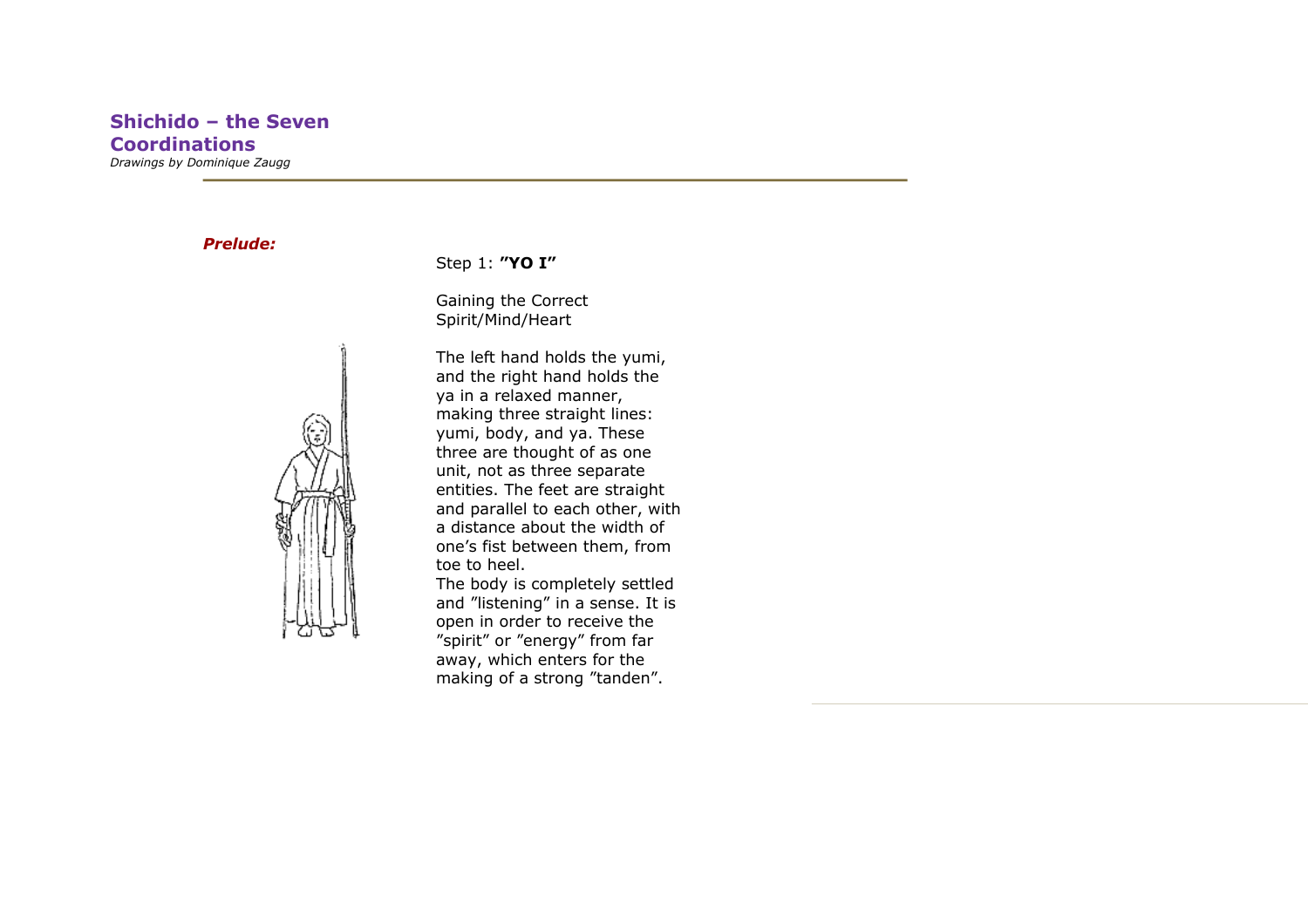# Shichido – the Seven Coordinations

*Drawings by Dominique Zaugg*

---

***Prelude:***

Step 1: **"YO I"**

Gaining the Correct Spirit/Mind/Heart

The left hand holds the yumi, and the right hand holds the ya in a relaxed manner, making three straight lines: yumi, body, and ya. These three are thought of as one unit, not as three separate entities. The feet are straight and parallel to each other, with a distance about the width of one's fist between them, from toe to heel.
The body is completely settled and "listening" in a sense. It is open in order to receive the "spirit" or "energy" from far away, which enters for the making of a strong "tanden".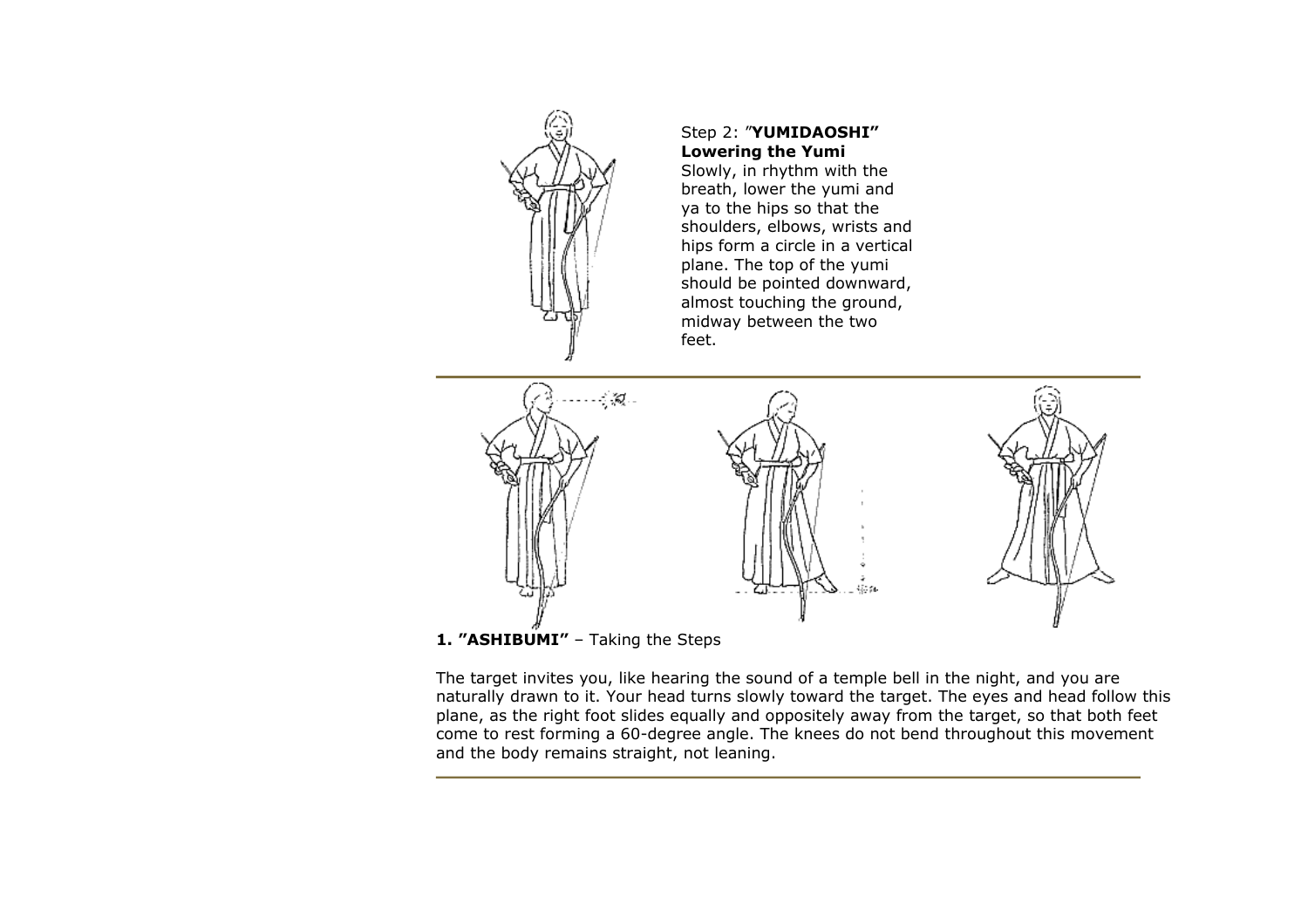Step 2: "**YUMIDAOSHI"**
**Lowering the Yumi**
Slowly, in rhythm with the breath, lower the yumi and ya to the hips so that the shoulders, elbows, wrists and hips form a circle in a vertical plane. The top of the yumi should be pointed downward, almost touching the ground, midway between the two feet.

---

**1. "ASHIBUMI"** – Taking the Steps

The target invites you, like hearing the sound of a temple bell in the night, and you are naturally drawn to it. Your head turns slowly toward the target. The eyes and head follow this plane, as the right foot slides equally and oppositely away from the target, so that both feet come to rest forming a 60-degree angle. The knees do not bend throughout this movement and the body remains straight, not leaning.

---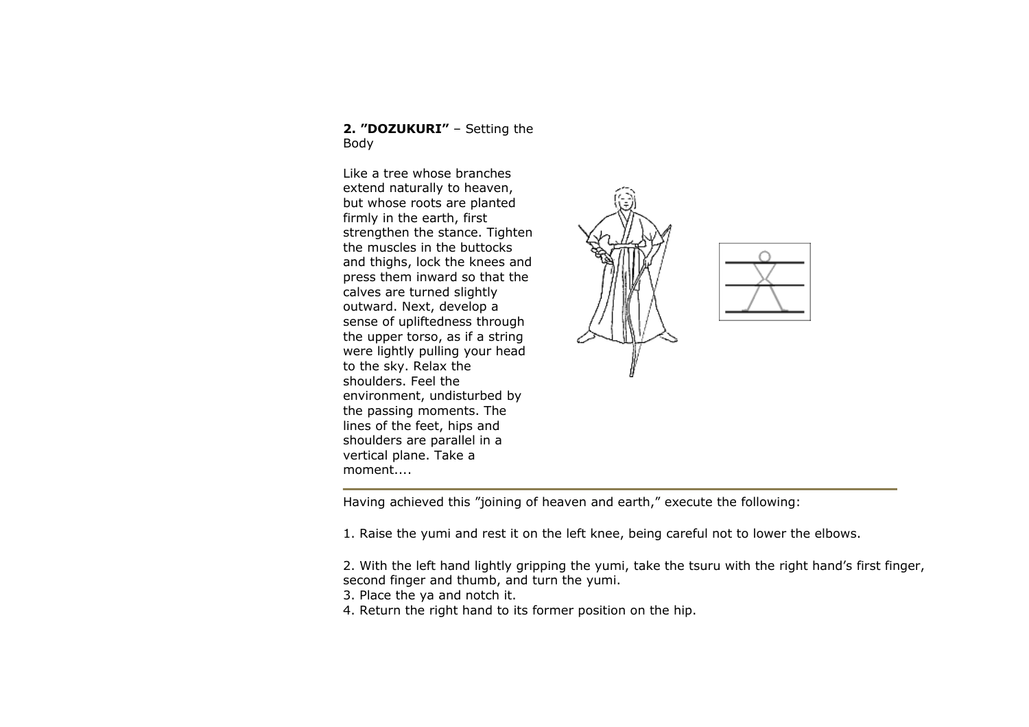**2. ”DOZUKURI”** – Setting the Body

Like a tree whose branches extend naturally to heaven, but whose roots are planted firmly in the earth, first strengthen the stance. Tighten the muscles in the buttocks and thighs, lock the knees and press them inward so that the calves are turned slightly outward. Next, develop a sense of upliftedness through the upper torso, as if a string were lightly pulling your head to the sky. Relax the shoulders. Feel the environment, undisturbed by the passing moments. The lines of the feet, hips and shoulders are parallel in a vertical plane. Take a moment....

---

Having achieved this ”joining of heaven and earth,” execute the following:

1. Raise the yumi and rest it on the left knee, being careful not to lower the elbows.

2. With the left hand lightly gripping the yumi, take the tsuru with the right hand’s first finger, second finger and thumb, and turn the yumi.
3. Place the ya and notch it.
4. Return the right hand to its former position on the hip.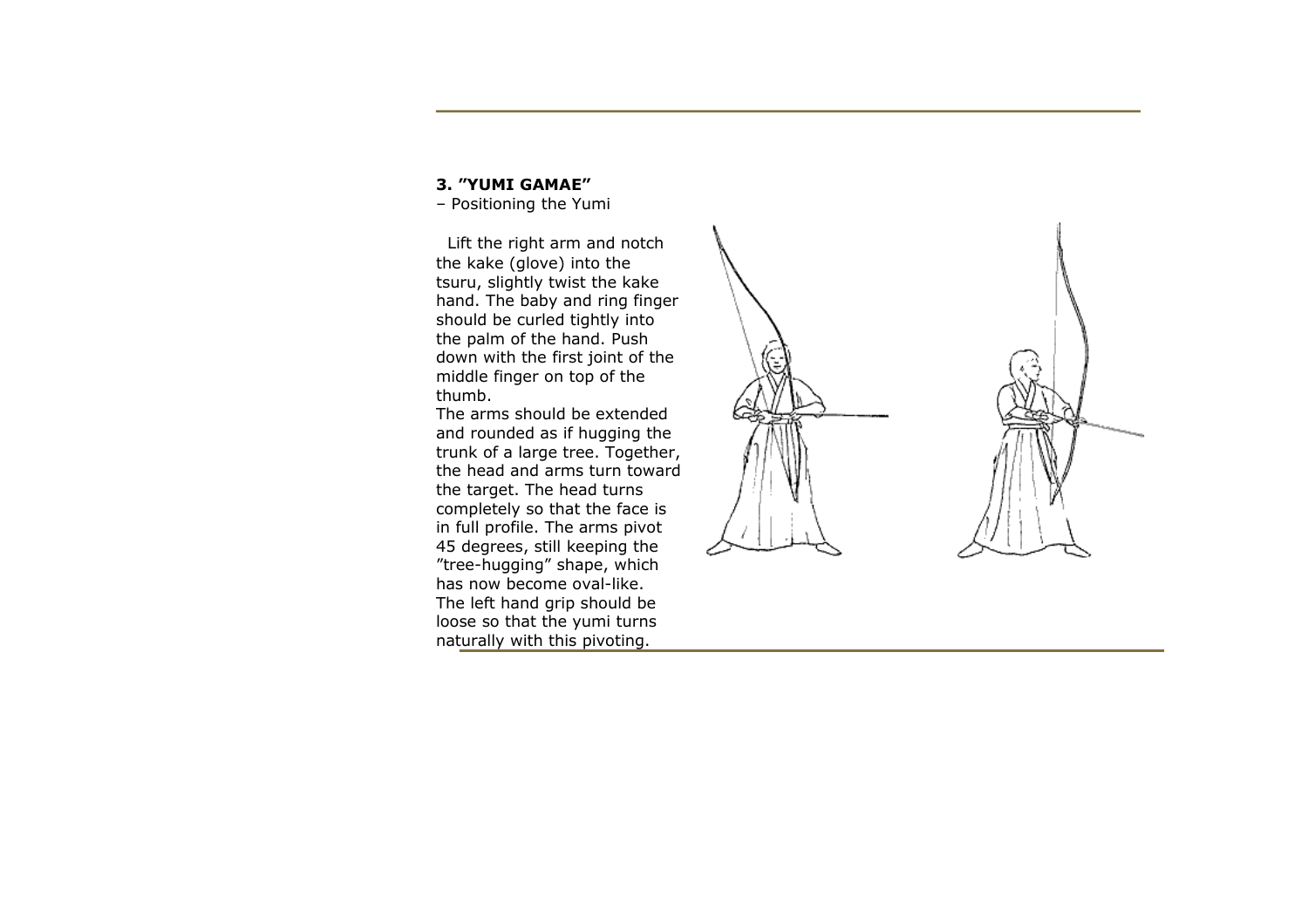### 3. ”YUMI GAMAE”

– Positioning the Yumi

Lift the right arm and notch the kake (glove) into the tsuru, slightly twist the kake hand. The baby and ring finger should be curled tightly into the palm of the hand. Push down with the first joint of the middle finger on top of the thumb.

The arms should be extended and rounded as if hugging the trunk of a large tree. Together, the head and arms turn toward the target. The head turns completely so that the face is in full profile. The arms pivot 45 degrees, still keeping the ”tree-hugging” shape, which has now become oval-like. The left hand grip should be loose so that the yumi turns naturally with this pivoting.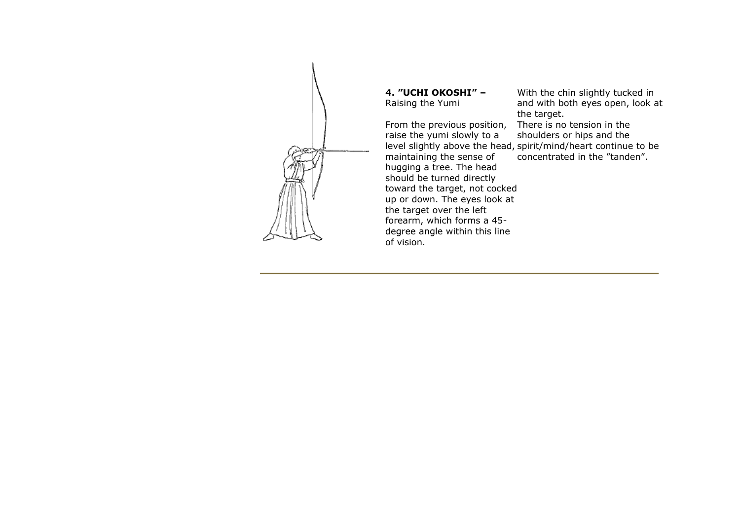**4. ”UCHI OKOSHI” –**
Raising the Yumi

From the previous position, raise the yumi slowly to a level slightly above the head, maintaining the sense of hugging a tree. The head should be turned directly toward the target, not cocked up or down. The eyes look at the target over the left forearm, which forms a 45-degree angle within this line of vision.

With the chin slightly tucked in and with both eyes open, look at the target.
There is no tension in the shoulders or hips and the spirit/mind/heart continue to be concentrated in the ”tanden”.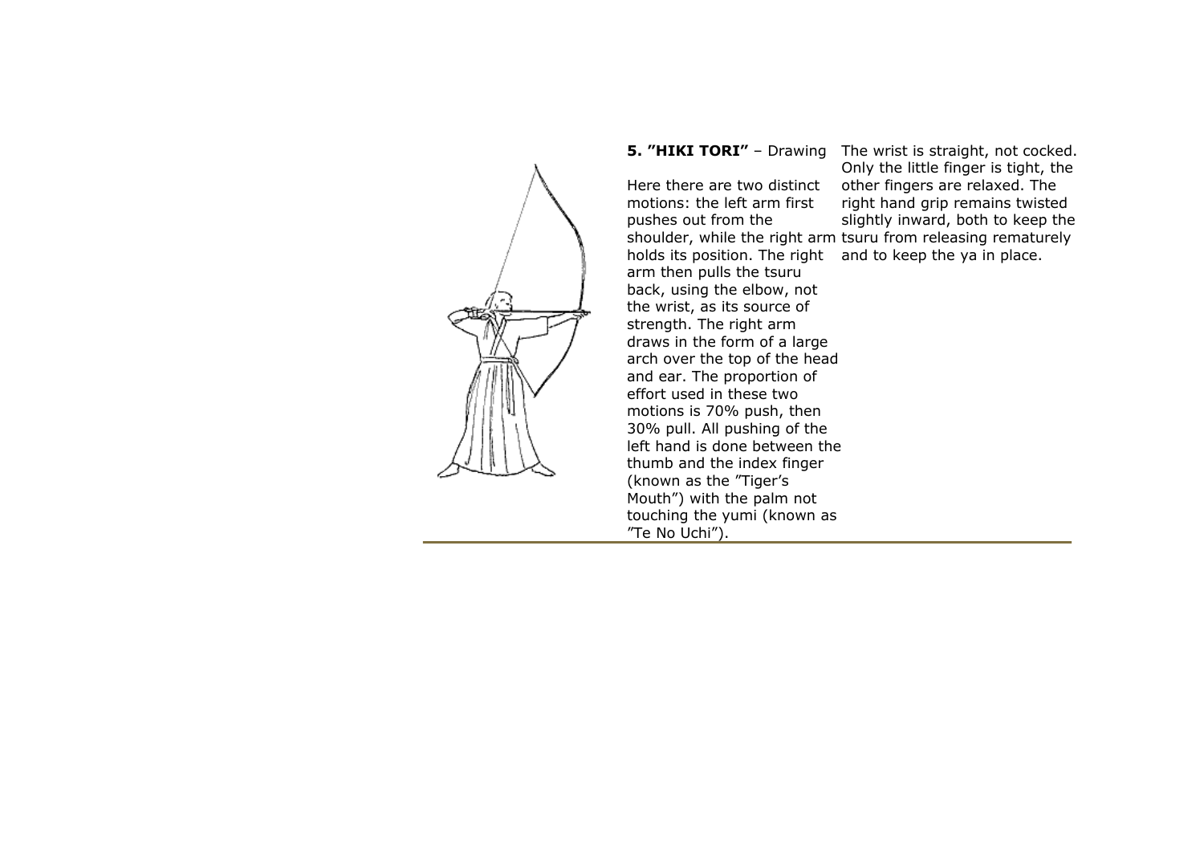**5. ”HIKI TORI”** – Drawing

Here there are two distinct motions: the left arm first pushes out from the shoulder, while the right arm holds its position. The right arm then pulls the tsuru back, using the elbow, not the wrist, as its source of strength. The right arm draws in the form of a large arch over the top of the head and ear. The proportion of effort used in these two motions is 70% push, then 30% pull. All pushing of the left hand is done between the thumb and the index finger (known as the ”Tiger’s Mouth”) with the palm not touching the yumi (known as ”Te No Uchi”).

The wrist is straight, not cocked. Only the little finger is tight, the other fingers are relaxed. The right hand grip remains twisted slightly inward, both to keep the tsuru from releasing rematurely and to keep the ya in place.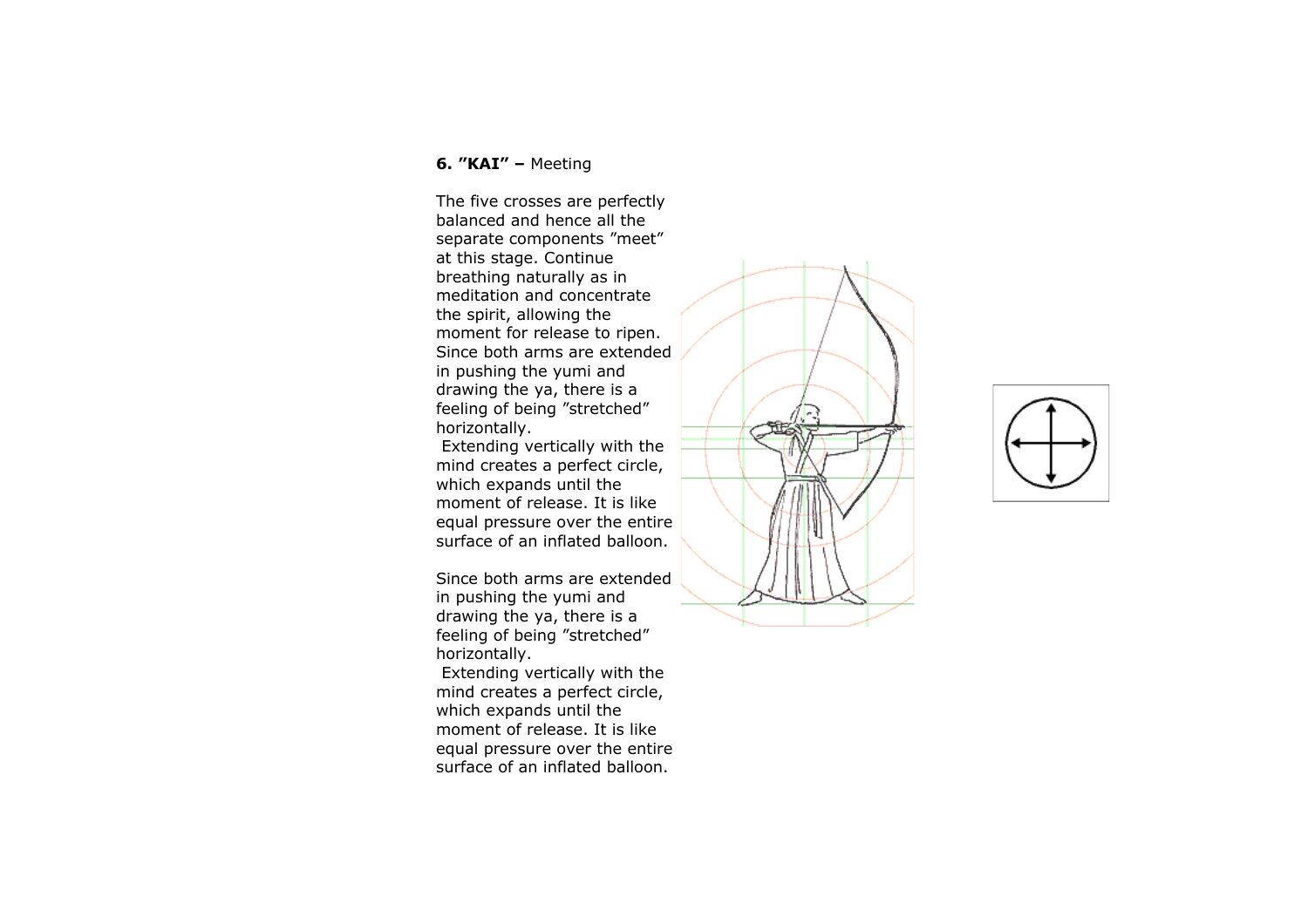**6. ”KAI” –** Meeting

The five crosses are perfectly balanced and hence all the separate components ”meet” at this stage. Continue breathing naturally as in meditation and concentrate the spirit, allowing the moment for release to ripen. Since both arms are extended in pushing the yumi and drawing the ya, there is a feeling of being ”stretched” horizontally.
Extending vertically with the mind creates a perfect circle, which expands until the moment of release. It is like equal pressure over the entire surface of an inflated balloon.

Since both arms are extended in pushing the yumi and drawing the ya, there is a feeling of being ”stretched” horizontally.
Extending vertically with the mind creates a perfect circle, which expands until the moment of release. It is like equal pressure over the entire surface of an inflated balloon.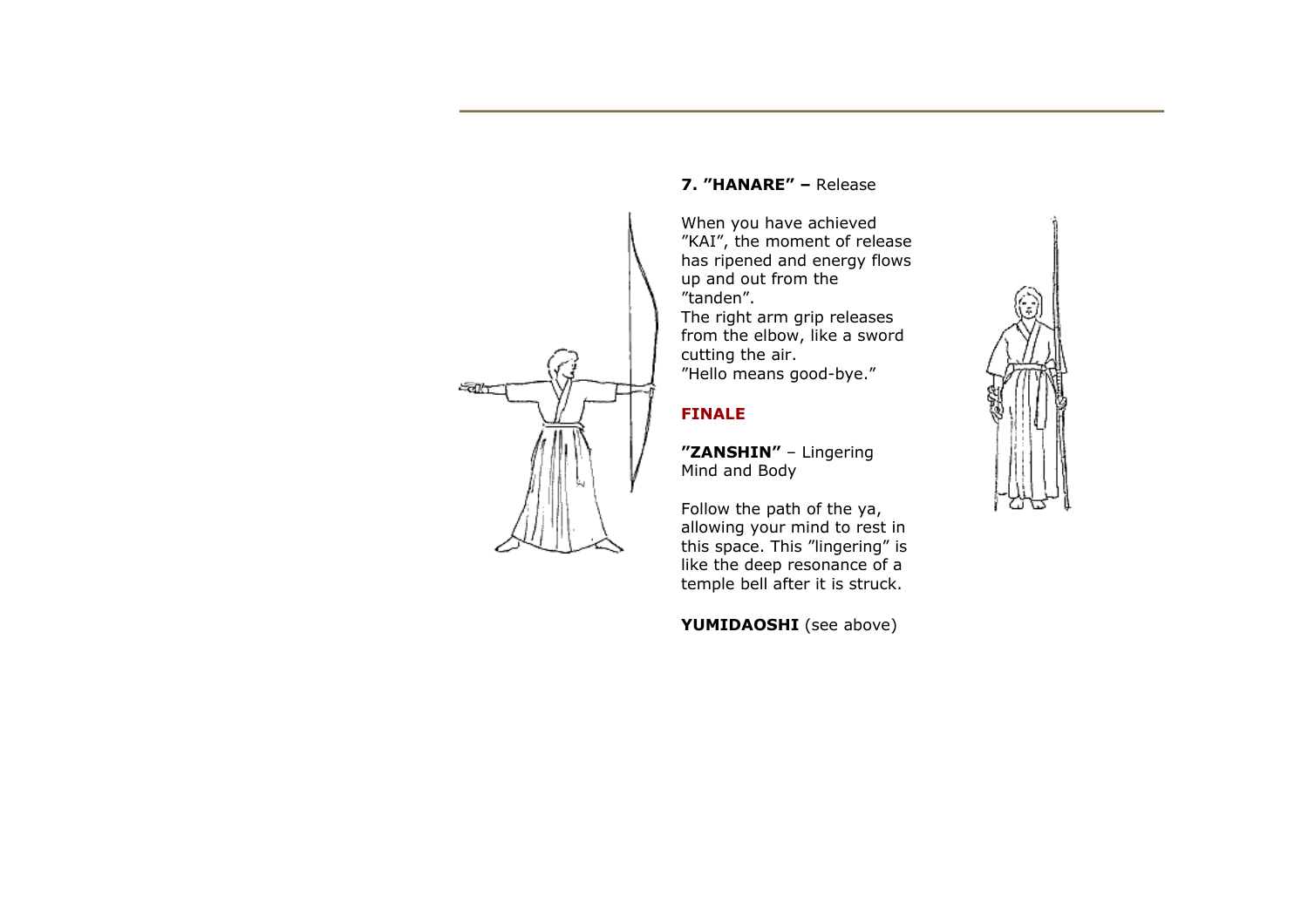**7. ”HANARE” –** Release

When you have achieved ”KAI”, the moment of release has ripened and energy flows up and out from the ”tanden”.
The right arm grip releases from the elbow, like a sword cutting the air.
”Hello means good-bye.”

**FINALE**

**”ZANSHIN”** – Lingering Mind and Body

Follow the path of the ya, allowing your mind to rest in this space. This ”lingering” is like the deep resonance of a temple bell after it is struck.

**YUMIDAOSHI** (see above)